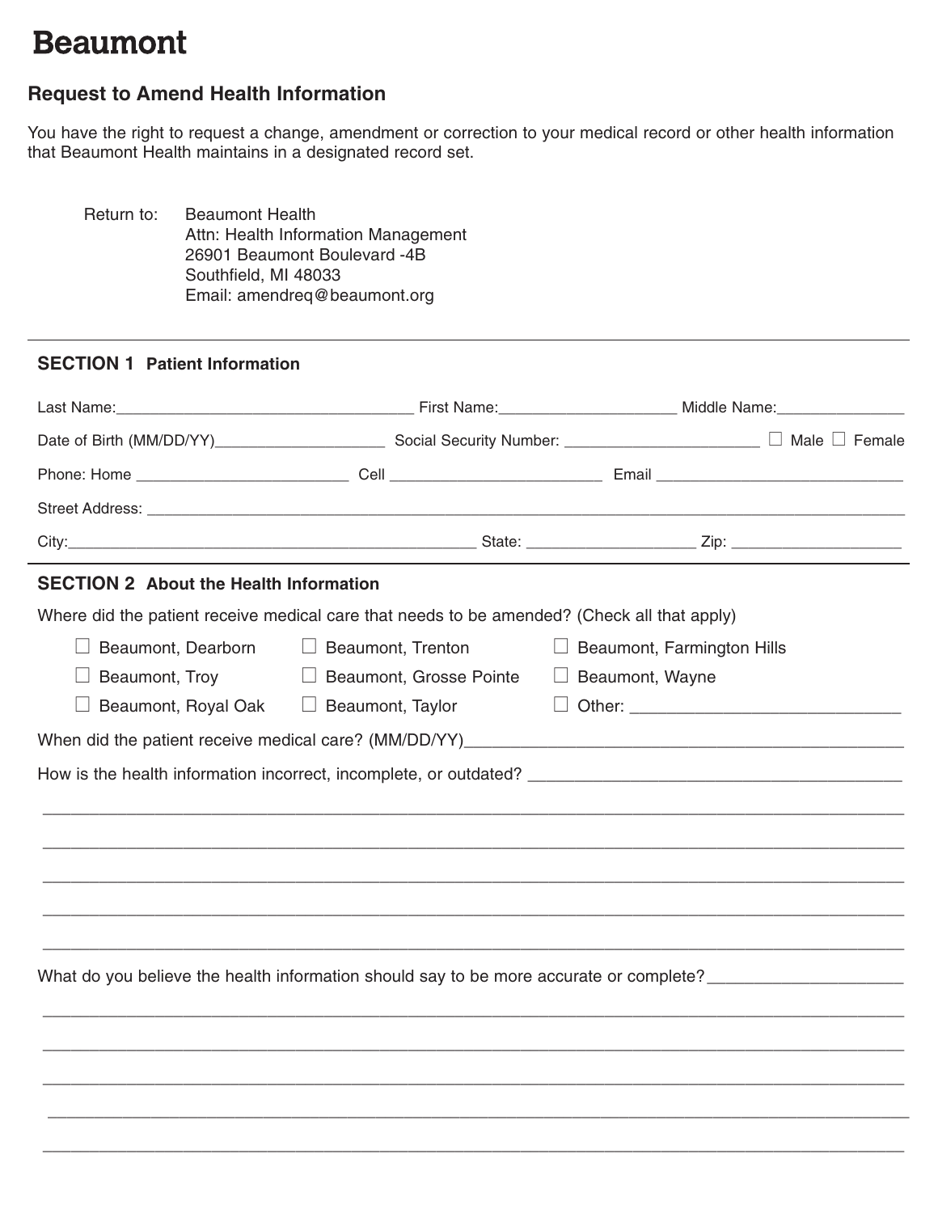# Beaumont

## Request to Amend Health Information

You have the right to request a change, amendment or correction to your medical record or other health information that Beaumont Health maintains in a designated record set.

Return to: Beaumont Health
Attn: Health Information Management
26901 Beaumont Boulevard -4B
Southfield, MI 48033
Email: amendreq@beaumont.org

---

### SECTION 1 Patient Information

Last Name:___________________________________ First Name:_____________________ Middle Name:_______________

Date of Birth (MM/DD/YY)____________________ Social Security Number: _______________________ ☐ Male ☐ Female

Phone: Home _________________________ Cell _________________________ Email _____________________________

Street Address: _______________________________________________________________________________________

City:________________________________________________ State: ____________________ Zip: ____________________

### SECTION 2 About the Health Information

Where did the patient receive medical care that needs to be amended? (Check all that apply)

☐ Beaumont, Dearborn ☐ Beaumont, Trenton ☐ Beaumont, Farmington Hills

☐ Beaumont, Troy ☐ Beaumont, Grosse Pointe ☐ Beaumont, Wayne

☐ Beaumont, Royal Oak ☐ Beaumont, Taylor ☐ Other: ______________________________

When did the patient receive medical care? (MM/DD/YY)_______________________________________________

How is the health information incorrect, incomplete, or outdated? ________________________________________

_______________________________________________________________________________________________

_______________________________________________________________________________________________

_______________________________________________________________________________________________

_______________________________________________________________________________________________

_______________________________________________________________________________________________

What do you believe the health information should say to be more accurate or complete?_____________________

_______________________________________________________________________________________________

_______________________________________________________________________________________________

_______________________________________________________________________________________________

_______________________________________________________________________________________________

_______________________________________________________________________________________________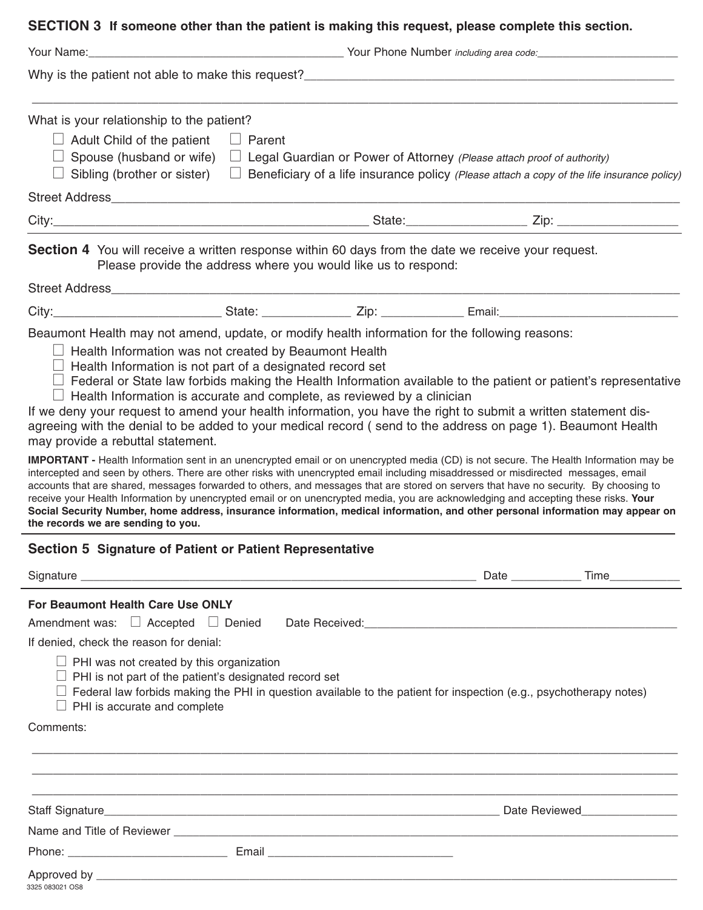## SECTION 3 If someone other than the patient is making this request, please complete this section.

Your Name:______________________________________ Your Phone Number *including area code:*______________________

Why is the patient not able to make this request?____________________________________________________

_____________________________________________________________________________________________

What is your relationship to the patient?

- ☐ Adult Child of the patient
- ☐ Parent
- ☐ Spouse (husband or wife)
- ☐ Legal Guardian or Power of Attorney *(Please attach proof of authority)*
- ☐ Sibling (brother or sister)
- ☐ Beneficiary of a life insurance policy *(Please attach a copy of the life insurance policy)*

Street Address___________________________________________________________________________

City:____________________________________________ State:________________ Zip: ________________

## Section 4 You will receive a written response within 60 days from the date we receive your request. Please provide the address where you would like us to respond:

Street Address___________________________________________________________________________

City:_______________________ State: ____________ Zip: ___________ Email:__________________________

Beaumont Health may not amend, update, or modify health information for the following reasons:

- ☐ Health Information was not created by Beaumont Health
- ☐ Health Information is not part of a designated record set
- ☐ Federal or State law forbids making the Health Information available to the patient or patient's representative
- ☐ Health Information is accurate and complete, as reviewed by a clinician

If we deny your request to amend your health information, you have the right to submit a written statement disagreeing with the denial to be added to your medical record ( send to the address on page 1). Beaumont Health may provide a rebuttal statement.

**IMPORTANT -** Health Information sent in an unencrypted email or on unencrypted media (CD) is not secure. The Health Information may be intercepted and seen by others. There are other risks with unencrypted email including misaddressed or misdirected messages, email accounts that are shared, messages forwarded to others, and messages that are stored on servers that have no security. By choosing to receive your Health Information by unencrypted email or on unencrypted media, you are acknowledging and accepting these risks. **Your Social Security Number, home address, insurance information, medical information, and other personal information may appear on the records we are sending to you.**

## Section 5 Signature of Patient or Patient Representative

Signature ___________________________________________________________ Date __________ Time__________

**For Beaumont Health Care Use ONLY**

Amendment was: ☐ Accepted ☐ Denied Date Received:_____________________________________________

If denied, check the reason for denial:

- ☐ PHI was not created by this organization
- ☐ PHI is not part of the patient's designated record set
- ☐ Federal law forbids making the PHI in question available to the patient for inspection (e.g., psychotherapy notes)
- ☐ PHI is accurate and complete

Comments:

_____________________________________________________________________________________________

_____________________________________________________________________________________________

_____________________________________________________________________________________________

Staff Signature__________________________________________________________ Date Reviewed______________

Name and Title of Reviewer ___________________________________________________________________________

Phone: ________________________ Email ____________________________

Approved by ______________________________________________________________________________________

3325 083021 OS8